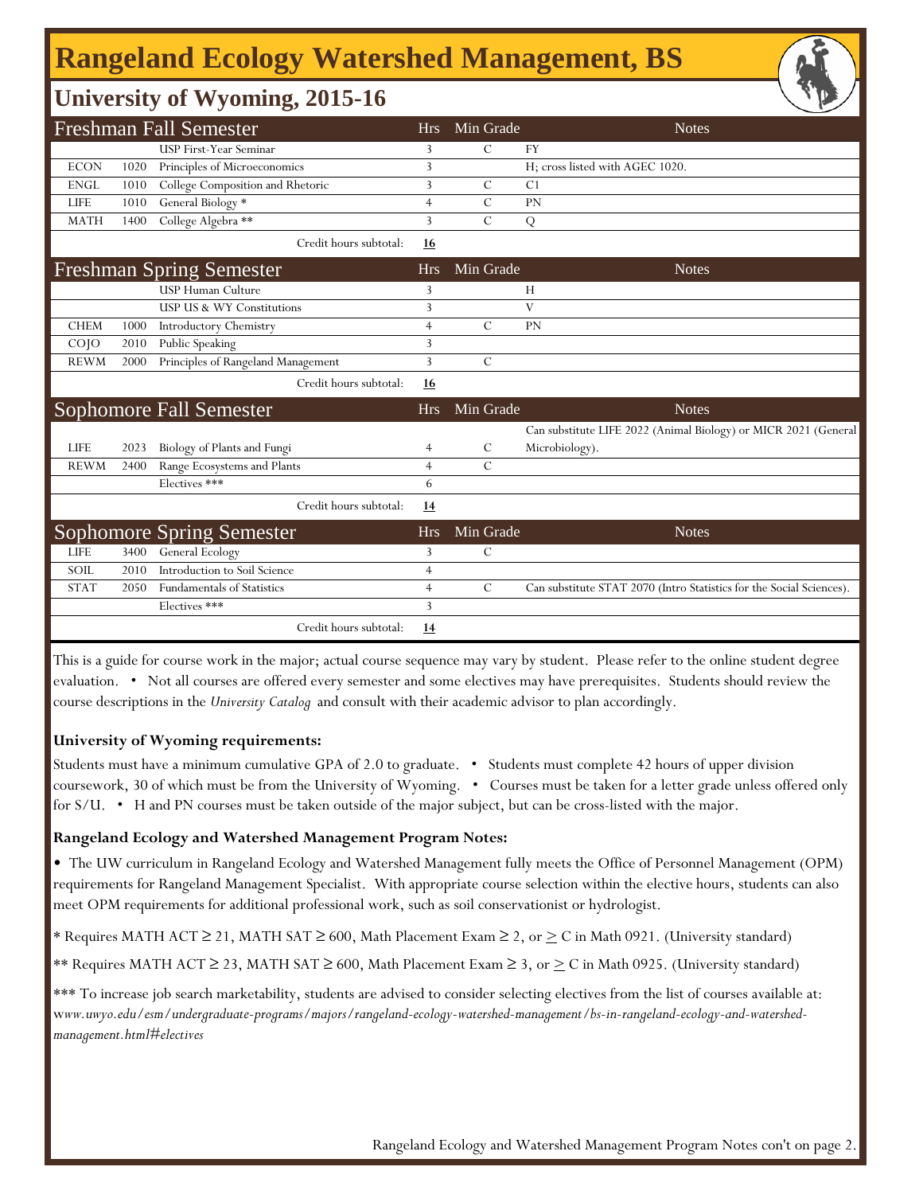# Rangeland Ecology Watershed Management, BS

## University of Wyoming, 2015-16

### Freshman Fall Semester

| | | | Hrs | Min Grade | Notes |
|---|---|---|---|---|---|
| | | USP First-Year Seminar | 3 | C | FY |
| ECON | 1020 | Principles of Microeconomics | 3 | | H; cross listed with AGEC 1020. |
| ENGL | 1010 | College Composition and Rhetoric | 3 | C | C1 |
| LIFE | 1010 | General Biology * | 4 | C | PN |
| MATH | 1400 | College Algebra ** | 3 | C | Q |
| | | Credit hours subtotal: | **16** | | |

### Freshman Spring Semester

| | | | Hrs | Min Grade | Notes |
|---|---|---|---|---|---|
| | | USP Human Culture | 3 | | H |
| | | USP US & WY Constitutions | 3 | | V |
| CHEM | 1000 | Introductory Chemistry | 4 | C | PN |
| COJO | 2010 | Public Speaking | 3 | | |
| REWM | 2000 | Principles of Rangeland Management | 3 | C | |
| | | Credit hours subtotal: | **16** | | |

### Sophomore Fall Semester

| | | | Hrs | Min Grade | Notes |
|---|---|---|---|---|---|
| LIFE | 2023 | Biology of Plants and Fungi | 4 | C | Can substitute LIFE 2022 (Animal Biology) or MICR 2021 (General Microbiology). |
| REWM | 2400 | Range Ecosystems and Plants | 4 | C | |
| | | Electives *** | 6 | | |
| | | Credit hours subtotal: | **14** | | |

### Sophomore Spring Semester

| | | | Hrs | Min Grade | Notes |
|---|---|---|---|---|---|
| LIFE | 3400 | General Ecology | 3 | C | |
| SOIL | 2010 | Introduction to Soil Science | 4 | | |
| STAT | 2050 | Fundamentals of Statistics | 4 | C | Can substitute STAT 2070 (Intro Statistics for the Social Sciences). |
| | | Electives *** | 3 | | |
| | | Credit hours subtotal: | **14** | | |

This is a guide for course work in the major; actual course sequence may vary by student. Please refer to the online student degree evaluation. • Not all courses are offered every semester and some electives may have prerequisites. Students should review the course descriptions in the *University Catalog* and consult with their academic advisor to plan accordingly.

**University of Wyoming requirements:**

Students must have a minimum cumulative GPA of 2.0 to graduate. • Students must complete 42 hours of upper division coursework, 30 of which must be from the University of Wyoming. • Courses must be taken for a letter grade unless offered only for S/U. • H and PN courses must be taken outside of the major subject, but can be cross-listed with the major.

**Rangeland Ecology and Watershed Management Program Notes:**

• The UW curriculum in Rangeland Ecology and Watershed Management fully meets the Office of Personnel Management (OPM) requirements for Rangeland Management Specialist. With appropriate course selection within the elective hours, students can also meet OPM requirements for additional professional work, such as soil conservationist or hydrologist.

* Requires MATH ACT ≥ 21, MATH SAT ≥ 600, Math Placement Exam ≥ 2, or ≥ C in Math 0921. (University standard)

** Requires MATH ACT ≥ 23, MATH SAT ≥ 600, Math Placement Exam ≥ 3, or ≥ C in Math 0925. (University standard)

*** To increase job search marketability, students are advised to consider selecting electives from the list of courses available at: *www.uwyo.edu/esm/undergraduate-programs/majors/rangeland-ecology-watershed-management/bs-in-rangeland-ecology-and-watershed-management.html#electives*

Rangeland Ecology and Watershed Management Program Notes con't on page 2.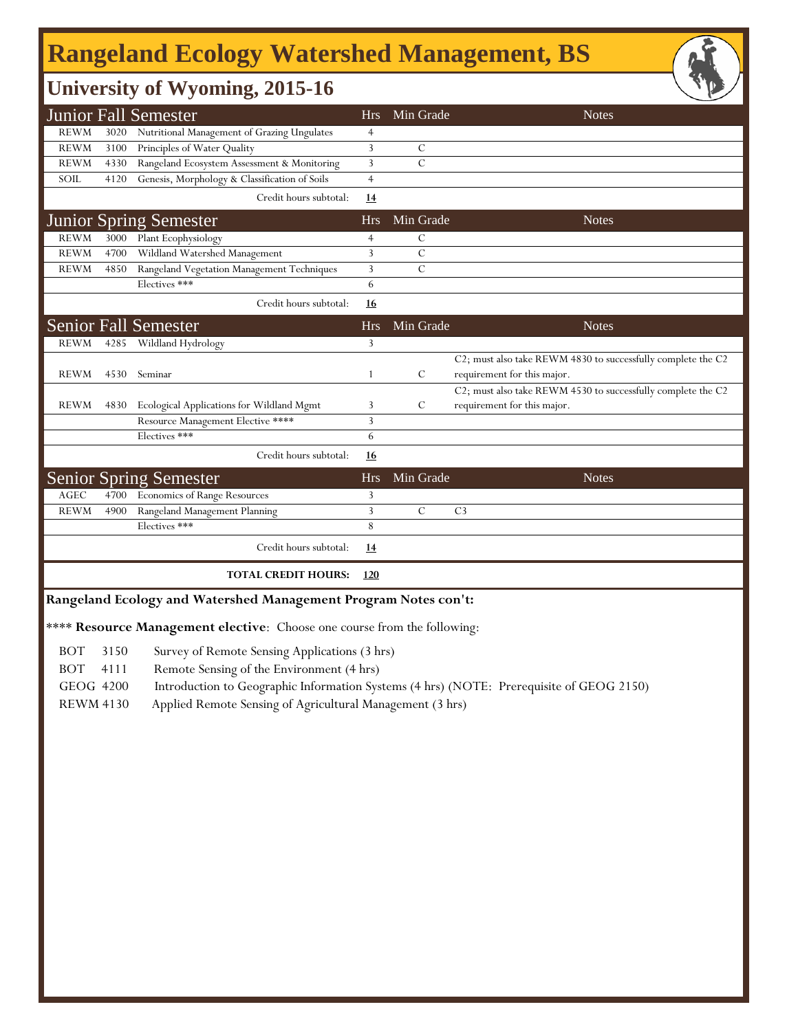# Rangeland Ecology Watershed Management, BS

## University of Wyoming, 2015-16

| Junior Fall Semester | | | Hrs | Min Grade | Notes |
|---|---|---|---|---|---|
| REWM | 3020 | Nutritional Management of Grazing Ungulates | 4 | | |
| REWM | 3100 | Principles of Water Quality | 3 | C | |
| REWM | 4330 | Rangeland Ecosystem Assessment & Monitoring | 3 | C | |
| SOIL | 4120 | Genesis, Morphology & Classification of Soils | 4 | | |
| | | Credit hours subtotal: | **14** | | |

| Junior Spring Semester | | | Hrs | Min Grade | Notes |
|---|---|---|---|---|---|
| REWM | 3000 | Plant Ecophysiology | 4 | C | |
| REWM | 4700 | Wildland Watershed Management | 3 | C | |
| REWM | 4850 | Rangeland Vegetation Management Techniques | 3 | C | |
| | | Electives *** | 6 | | |
| | | Credit hours subtotal: | **16** | | |

| Senior Fall Semester | | | Hrs | Min Grade | Notes |
|---|---|---|---|---|---|
| REWM | 4285 | Wildland Hydrology | 3 | | |
| REWM | 4530 | Seminar | 1 | C | C2; must also take REWM 4830 to successfully complete the C2 requirement for this major. |
| REWM | 4830 | Ecological Applications for Wildland Mgmt | 3 | C | C2; must also take REWM 4530 to successfully complete the C2 requirement for this major. |
| | | Resource Management Elective **** | 3 | | |
| | | Electives *** | 6 | | |
| | | Credit hours subtotal: | **16** | | |

| Senior Spring Semester | | | Hrs | Min Grade | Notes |
|---|---|---|---|---|---|
| AGEC | 4700 | Economics of Range Resources | 3 | | |
| REWM | 4900 | Rangeland Management Planning | 3 | C | C3 |
| | | Electives *** | 8 | | |
| | | Credit hours subtotal: | **14** | | |

**TOTAL CREDIT HOURS: 120**

**Rangeland Ecology and Watershed Management Program Notes con't:**

**** **Resource Management elective**: Choose one course from the following:

- BOT 3150 Survey of Remote Sensing Applications (3 hrs)
- BOT 4111 Remote Sensing of the Environment (4 hrs)
- GEOG 4200 Introduction to Geographic Information Systems (4 hrs) (NOTE: Prerequisite of GEOG 2150)
- REWM 4130 Applied Remote Sensing of Agricultural Management (3 hrs)